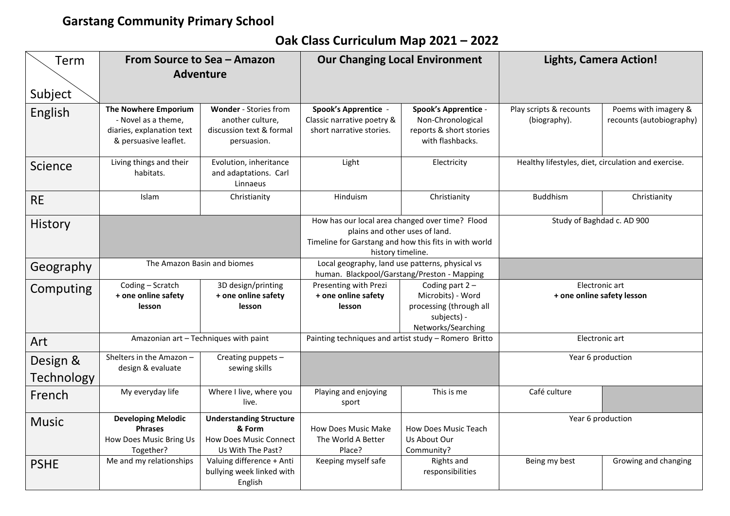# Garstang Community Primary School

## Oak Class Curriculum Map 2021 – 2022

| Term / Subject | From Source to Sea – Amazon Adventure | | Our Changing Local Environment | | Lights, Camera Action! | |
|---|---|---|---|---|---|---|
| English | **The Nowhere Emporium** - Novel as a theme, diaries, explanation text & persuasive leaflet. | **Wonder** - Stories from another culture, discussion text & formal persuasion. | **Spook's Apprentice** - Classic narrative poetry & short narrative stories. | **Spook's Apprentice** - Non-Chronological reports & short stories with flashbacks. | Play scripts & recounts (biography). | Poems with imagery & recounts (autobiography) |
| Science | Living things and their habitats. | Evolution, inheritance and adaptations. Carl Linnaeus | Light | Electricity | Healthy lifestyles, diet, circulation and exercise. | |
| RE | Islam | Christianity | Hinduism | Christianity | Buddhism | Christianity |
| History | | | How has our local area changed over time? Flood plains and other uses of land. Timeline for Garstang and how this fits in with world history timeline. | | Study of Baghdad c. AD 900 | |
| Geography | The Amazon Basin and biomes | | Local geography, land use patterns, physical vs human. Blackpool/Garstang/Preston - Mapping | | | |
| Computing | Coding – Scratch **+ one online safety lesson** | 3D design/printing **+ one online safety lesson** | Presenting with Prezi **+ one online safety lesson** | Coding part 2 – Microbits) - Word processing (through all subjects) - Networks/Searching | Electronic art **+ one online safety lesson** | |
| Art | Amazonian art – Techniques with paint | | Painting techniques and artist study – Romero Britto | | Electronic art | |
| Design & Technology | Shelters in the Amazon – design & evaluate | Creating puppets – sewing skills | | | Year 6 production | |
| French | My everyday life | Where I live, where you live. | Playing and enjoying sport | This is me | Café culture | |
| Music | **Developing Melodic Phrases** How Does Music Bring Us Together? | **Understanding Structure & Form** How Does Music Connect Us With The Past? | How Does Music Make The World A Better Place? | How Does Music Teach Us About Our Community? | Year 6 production | |
| PSHE | Me and my relationships | Valuing difference + Anti bullying week linked with English | Keeping myself safe | Rights and responsibilities | Being my best | Growing and changing |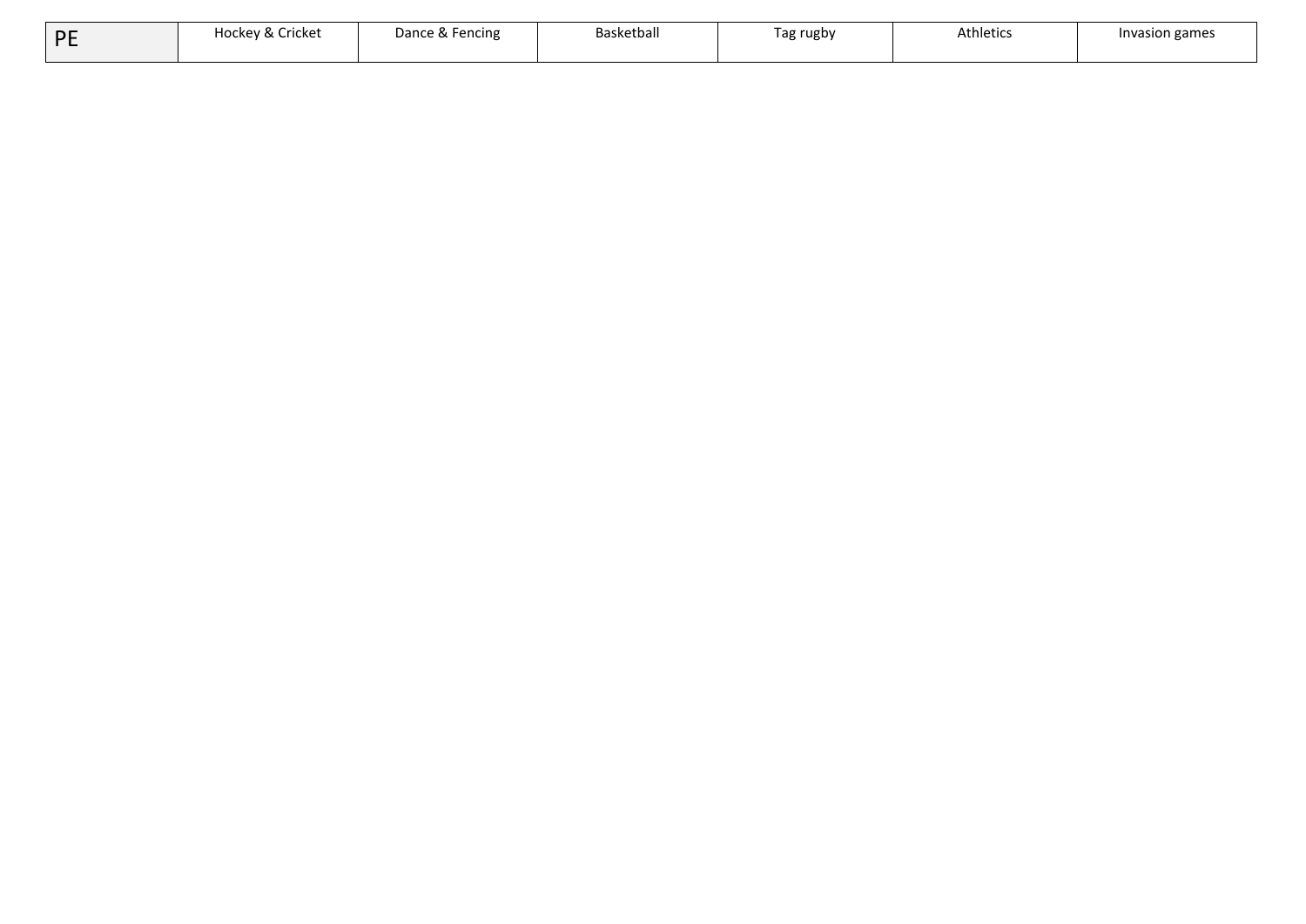| PE | Hockey & Cricket | Dance & Fencing | Basketball | Tag rugby | Athletics | Invasion games |
|---|---|---|---|---|---|---|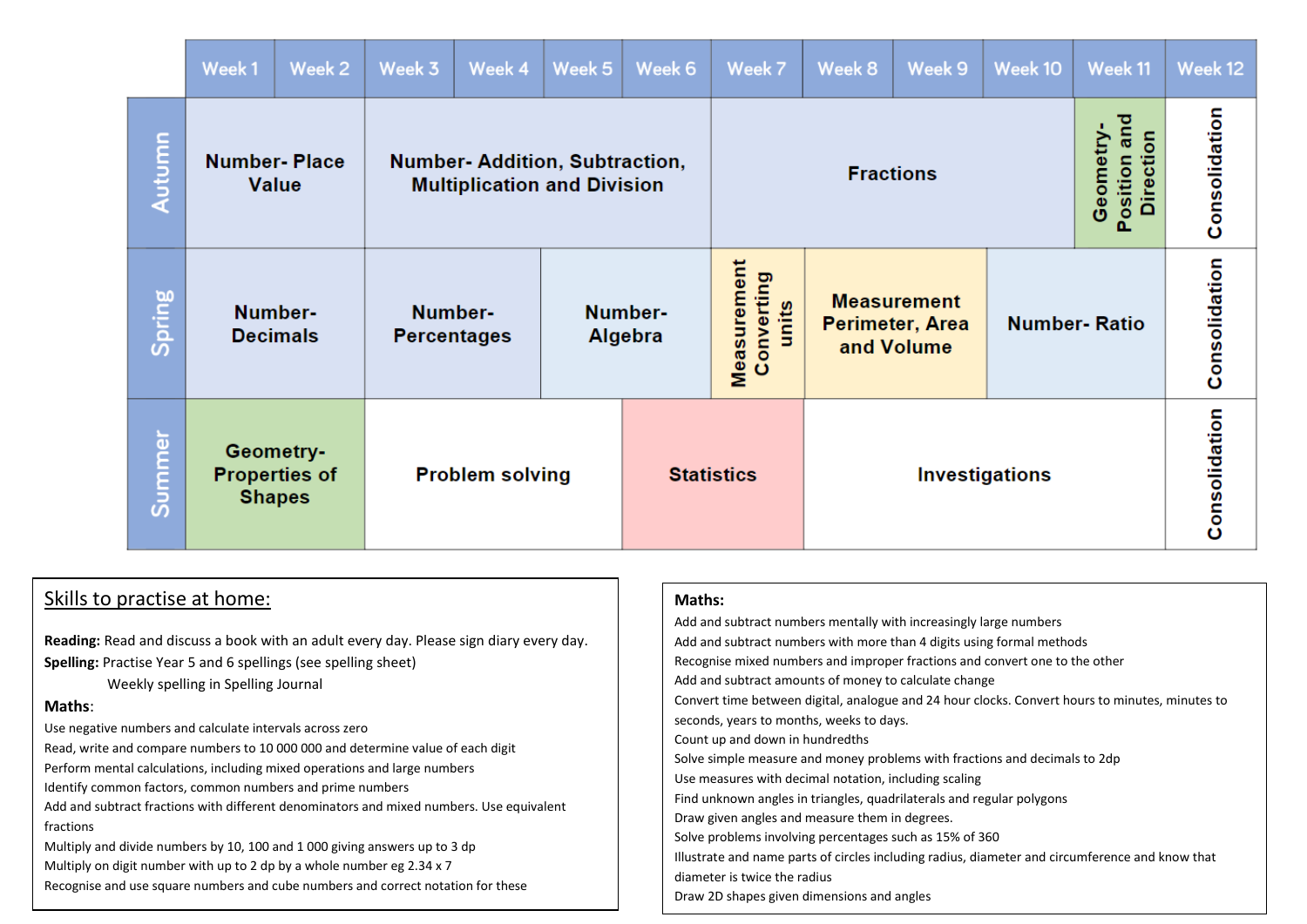| | Week 1 | Week 2 | Week 3 | Week 4 | Week 5 | Week 6 | Week 7 | Week 8 | Week 9 | Week 10 | Week 11 | Week 12 |
|---|---|---|---|---|---|---|---|---|---|---|---|---|
| **Autumn** | **Number- Place Value** | | **Number- Addition, Subtraction, Multiplication and Division** | | | | **Fractions** | | | | **Geometry- Position and Direction** | **Consolidation** |
| **Spring** | **Number- Decimals** | | **Number- Percentages** | | **Number- Algebra** | | **Measurement Converting units** | **Measurement Perimeter, Area and Volume** | | **Number- Ratio** | | **Consolidation** |
| **Summer** | **Geometry- Properties of Shapes** | | **Problem solving** | | | **Statistics** | | **Investigations** | | | | **Consolidation** |

## Skills to practise at home:

**Reading:** Read and discuss a book with an adult every day. Please sign diary every day.

**Spelling:** Practise Year 5 and 6 spellings (see spelling sheet)

Weekly spelling in Spelling Journal

**Maths**:

Use negative numbers and calculate intervals across zero

Read, write and compare numbers to 10 000 000 and determine value of each digit

Perform mental calculations, including mixed operations and large numbers

Identify common factors, common numbers and prime numbers

Add and subtract fractions with different denominators and mixed numbers. Use equivalent fractions

Multiply and divide numbers by 10, 100 and 1 000 giving answers up to 3 dp

Multiply on digit number with up to 2 dp by a whole number eg 2.34 x 7

Recognise and use square numbers and cube numbers and correct notation for these

**Maths:**

Add and subtract numbers mentally with increasingly large numbers

Add and subtract numbers with more than 4 digits using formal methods

Recognise mixed numbers and improper fractions and convert one to the other

Add and subtract amounts of money to calculate change

Convert time between digital, analogue and 24 hour clocks. Convert hours to minutes, minutes to seconds, years to months, weeks to days.

Count up and down in hundredths

Solve simple measure and money problems with fractions and decimals to 2dp

Use measures with decimal notation, including scaling

Find unknown angles in triangles, quadrilaterals and regular polygons

Draw given angles and measure them in degrees.

Solve problems involving percentages such as 15% of 360

Illustrate and name parts of circles including radius, diameter and circumference and know that diameter is twice the radius

Draw 2D shapes given dimensions and angles